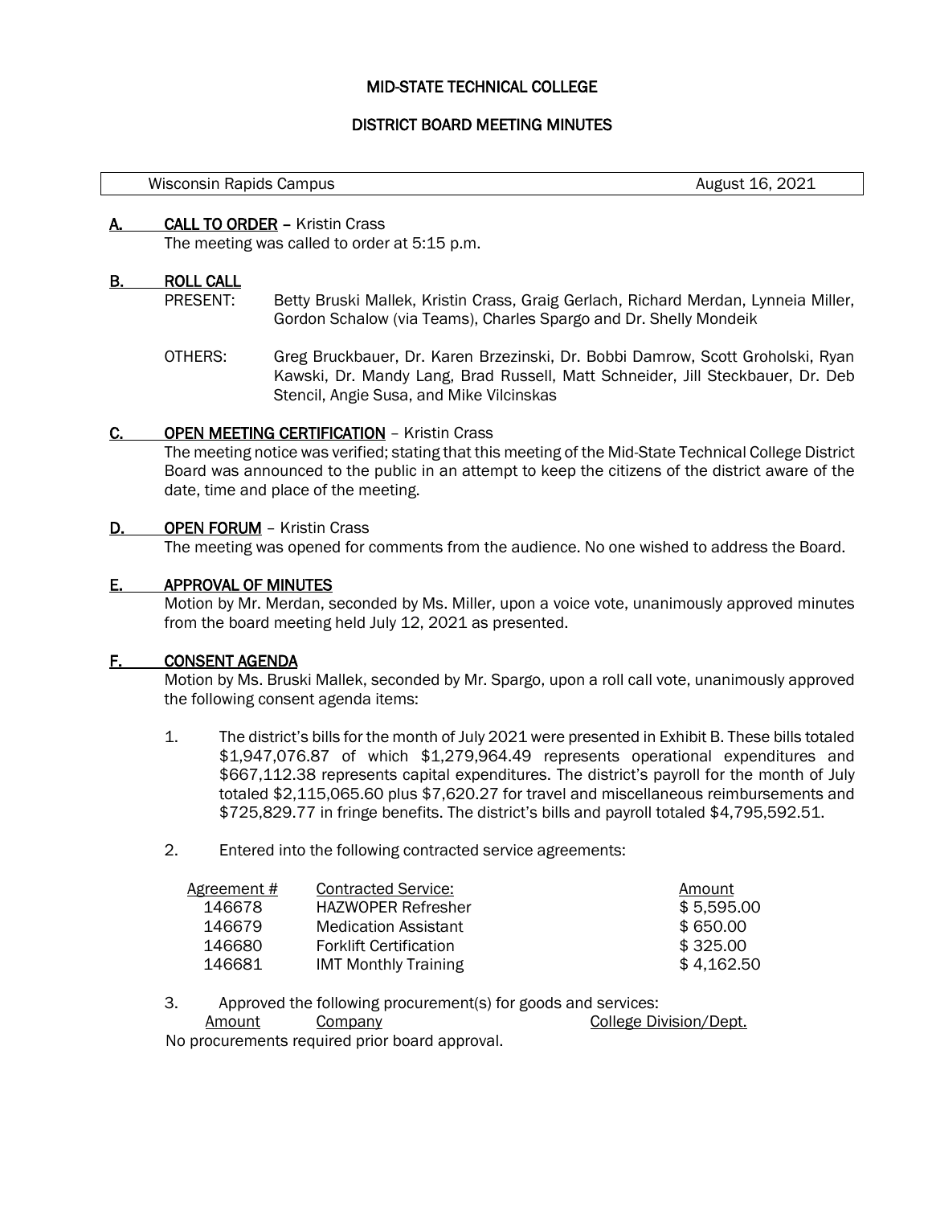# MID-STATE TECHNICAL COLLEGE

## DISTRICT BOARD MEETING MINUTES

| Wisconsin Rapids Campus | August 16, 2021 |
| --- | --- |

## A. CALL TO ORDER – Kristin Crass

The meeting was called to order at 5:15 p.m.

## B. ROLL CALL

PRESENT: Betty Bruski Mallek, Kristin Crass, Graig Gerlach, Richard Merdan, Lynneia Miller, Gordon Schalow (via Teams), Charles Spargo and Dr. Shelly Mondeik

OTHERS: Greg Bruckbauer, Dr. Karen Brzezinski, Dr. Bobbi Damrow, Scott Groholski, Ryan Kawski, Dr. Mandy Lang, Brad Russell, Matt Schneider, Jill Steckbauer, Dr. Deb Stencil, Angie Susa, and Mike Vilcinskas

## C. OPEN MEETING CERTIFICATION – Kristin Crass

The meeting notice was verified; stating that this meeting of the Mid-State Technical College District Board was announced to the public in an attempt to keep the citizens of the district aware of the date, time and place of the meeting.

## D. OPEN FORUM – Kristin Crass

The meeting was opened for comments from the audience. No one wished to address the Board.

## E. APPROVAL OF MINUTES

Motion by Mr. Merdan, seconded by Ms. Miller, upon a voice vote, unanimously approved minutes from the board meeting held July 12, 2021 as presented.

## F. CONSENT AGENDA

Motion by Ms. Bruski Mallek, seconded by Mr. Spargo, upon a roll call vote, unanimously approved the following consent agenda items:

1. The district's bills for the month of July 2021 were presented in Exhibit B. These bills totaled $1,947,076.87 of which $1,279,964.49 represents operational expenditures and $667,112.38 represents capital expenditures. The district's payroll for the month of July totaled $2,115,065.60 plus $7,620.27 for travel and miscellaneous reimbursements and $725,829.77 in fringe benefits. The district's bills and payroll totaled $4,795,592.51.

2. Entered into the following contracted service agreements:

| Agreement # | Contracted Service: | Amount |
| --- | --- | --- |
| 146678 | HAZWOPER Refresher | $ 5,595.00 |
| 146679 | Medication Assistant | $ 650.00 |
| 146680 | Forklift Certification | $ 325.00 |
| 146681 | IMT Monthly Training | $ 4,162.50 |

3. Approved the following procurement(s) for goods and services:

| Amount | Company | College Division/Dept. |
| --- | --- | --- |

No procurements required prior board approval.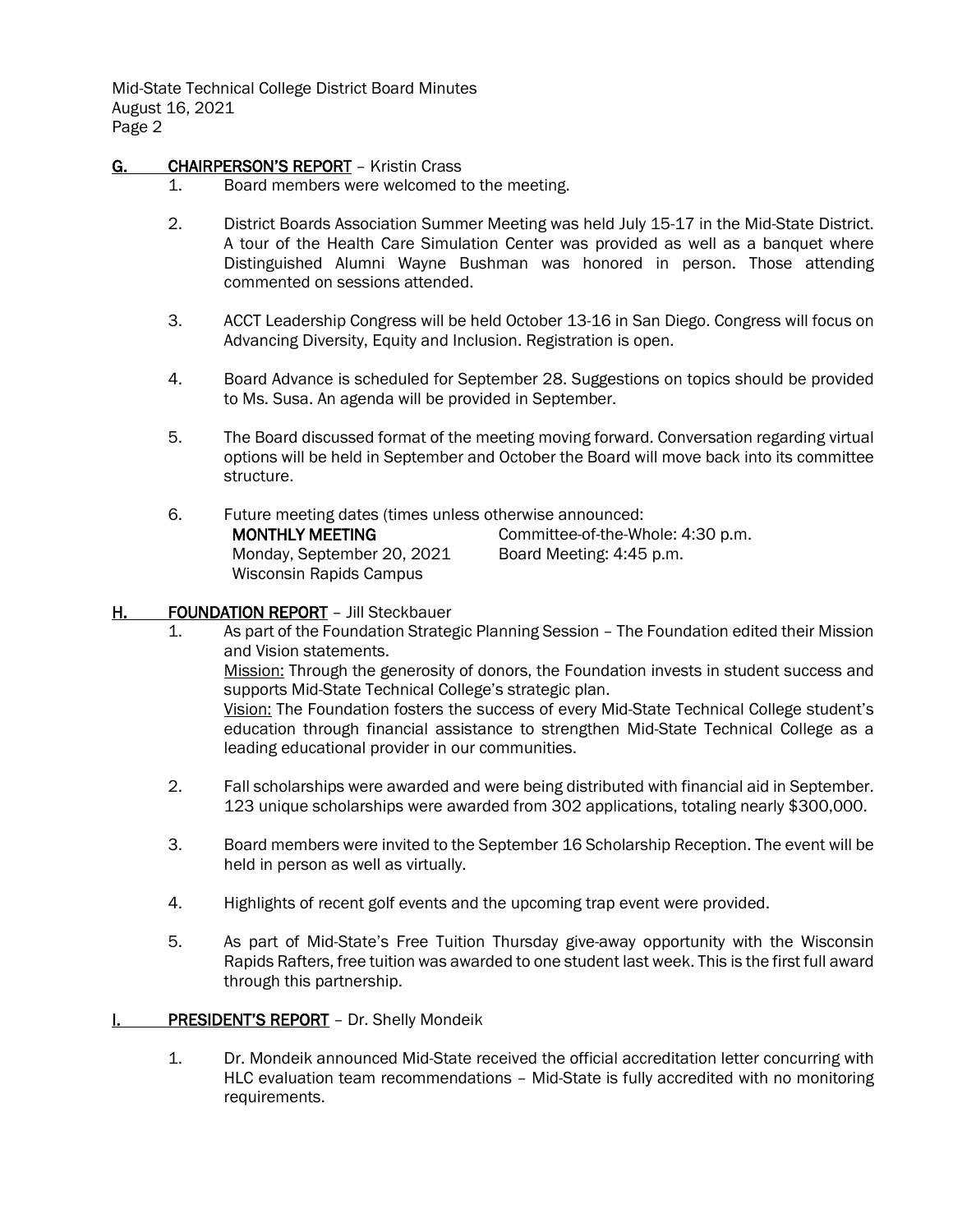## G. CHAIRPERSON'S REPORT – Kristin Crass

1. Board members were welcomed to the meeting.

2. District Boards Association Summer Meeting was held July 15-17 in the Mid-State District. A tour of the Health Care Simulation Center was provided as well as a banquet where Distinguished Alumni Wayne Bushman was honored in person. Those attending commented on sessions attended.

3. ACCT Leadership Congress will be held October 13-16 in San Diego. Congress will focus on Advancing Diversity, Equity and Inclusion. Registration is open.

4. Board Advance is scheduled for September 28. Suggestions on topics should be provided to Ms. Susa. An agenda will be provided in September.

5. The Board discussed format of the meeting moving forward. Conversation regarding virtual options will be held in September and October the Board will move back into its committee structure.

6. Future meeting dates (times unless otherwise announced:

   **MONTHLY MEETING**
   Monday, September 20, 2021
   Wisconsin Rapids Campus

   Committee-of-the-Whole: 4:30 p.m.
   Board Meeting: 4:45 p.m.

## H. FOUNDATION REPORT – Jill Steckbauer

1. As part of the Foundation Strategic Planning Session – The Foundation edited their Mission and Vision statements.

   Mission: Through the generosity of donors, the Foundation invests in student success and supports Mid-State Technical College's strategic plan.

   Vision: The Foundation fosters the success of every Mid-State Technical College student's education through financial assistance to strengthen Mid-State Technical College as a leading educational provider in our communities.

2. Fall scholarships were awarded and were being distributed with financial aid in September. 123 unique scholarships were awarded from 302 applications, totaling nearly $300,000.

3. Board members were invited to the September 16 Scholarship Reception. The event will be held in person as well as virtually.

4. Highlights of recent golf events and the upcoming trap event were provided.

5. As part of Mid-State's Free Tuition Thursday give-away opportunity with the Wisconsin Rapids Rafters, free tuition was awarded to one student last week. This is the first full award through this partnership.

## I. PRESIDENT'S REPORT – Dr. Shelly Mondeik

1. Dr. Mondeik announced Mid-State received the official accreditation letter concurring with HLC evaluation team recommendations – Mid-State is fully accredited with no monitoring requirements.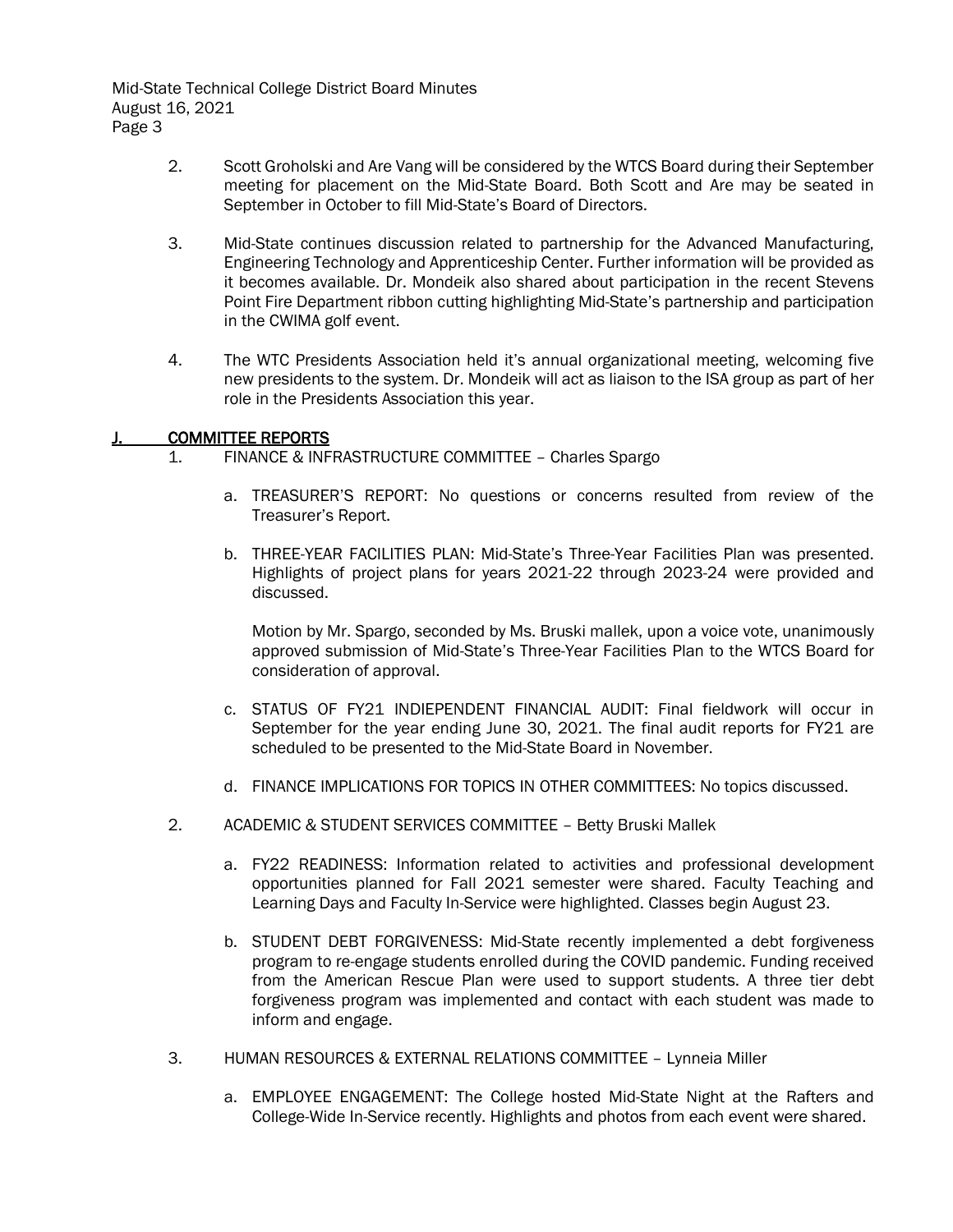2. Scott Groholski and Are Vang will be considered by the WTCS Board during their September meeting for placement on the Mid-State Board. Both Scott and Are may be seated in September in October to fill Mid-State's Board of Directors.

3. Mid-State continues discussion related to partnership for the Advanced Manufacturing, Engineering Technology and Apprenticeship Center. Further information will be provided as it becomes available. Dr. Mondeik also shared about participation in the recent Stevens Point Fire Department ribbon cutting highlighting Mid-State's partnership and participation in the CWIMA golf event.

4. The WTC Presidents Association held it's annual organizational meeting, welcoming five new presidents to the system. Dr. Mondeik will act as liaison to the ISA group as part of her role in the Presidents Association this year.

## J. COMMITTEE REPORTS

1. FINANCE & INFRASTRUCTURE COMMITTEE – Charles Spargo

   a. TREASURER'S REPORT: No questions or concerns resulted from review of the Treasurer's Report.

   b. THREE-YEAR FACILITIES PLAN: Mid-State's Three-Year Facilities Plan was presented. Highlights of project plans for years 2021-22 through 2023-24 were provided and discussed.

      Motion by Mr. Spargo, seconded by Ms. Bruski mallek, upon a voice vote, unanimously approved submission of Mid-State's Three-Year Facilities Plan to the WTCS Board for consideration of approval.

   c. STATUS OF FY21 INDIEPENDENT FINANCIAL AUDIT: Final fieldwork will occur in September for the year ending June 30, 2021. The final audit reports for FY21 are scheduled to be presented to the Mid-State Board in November.

   d. FINANCE IMPLICATIONS FOR TOPICS IN OTHER COMMITTEES: No topics discussed.

2. ACADEMIC & STUDENT SERVICES COMMITTEE – Betty Bruski Mallek

   a. FY22 READINESS: Information related to activities and professional development opportunities planned for Fall 2021 semester were shared. Faculty Teaching and Learning Days and Faculty In-Service were highlighted. Classes begin August 23.

   b. STUDENT DEBT FORGIVENESS: Mid-State recently implemented a debt forgiveness program to re-engage students enrolled during the COVID pandemic. Funding received from the American Rescue Plan were used to support students. A three tier debt forgiveness program was implemented and contact with each student was made to inform and engage.

3. HUMAN RESOURCES & EXTERNAL RELATIONS COMMITTEE – Lynneia Miller

   a. EMPLOYEE ENGAGEMENT: The College hosted Mid-State Night at the Rafters and College-Wide In-Service recently. Highlights and photos from each event were shared.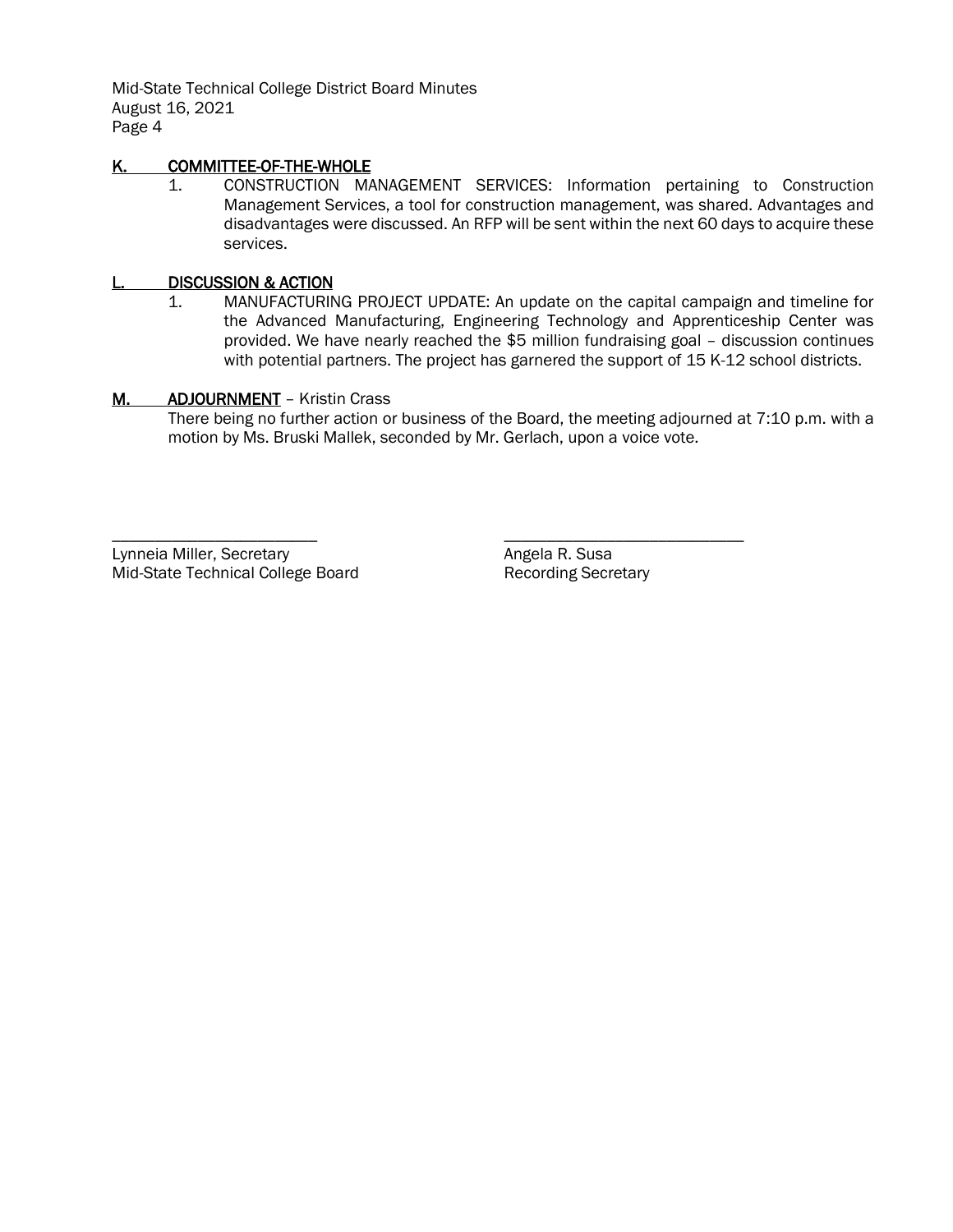## K. COMMITTEE-OF-THE-WHOLE

1. CONSTRUCTION MANAGEMENT SERVICES: Information pertaining to Construction Management Services, a tool for construction management, was shared. Advantages and disadvantages were discussed. An RFP will be sent within the next 60 days to acquire these services.

## L. DISCUSSION & ACTION

1. MANUFACTURING PROJECT UPDATE: An update on the capital campaign and timeline for the Advanced Manufacturing, Engineering Technology and Apprenticeship Center was provided. We have nearly reached the $5 million fundraising goal – discussion continues with potential partners. The project has garnered the support of 15 K-12 school districts.

## M. ADJOURNMENT – Kristin Crass

There being no further action or business of the Board, the meeting adjourned at 7:10 p.m. with a motion by Ms. Bruski Mallek, seconded by Mr. Gerlach, upon a voice vote.

\_\_\_\_\_\_\_\_\_\_\_\_\_\_\_\_\_\_\_\_\_\_\_\_\_\_
Lynneia Miller, Secretary
Mid-State Technical College Board

\_\_\_\_\_\_\_\_\_\_\_\_\_\_\_\_\_\_\_\_\_\_\_\_\_\_
Angela R. Susa
Recording Secretary